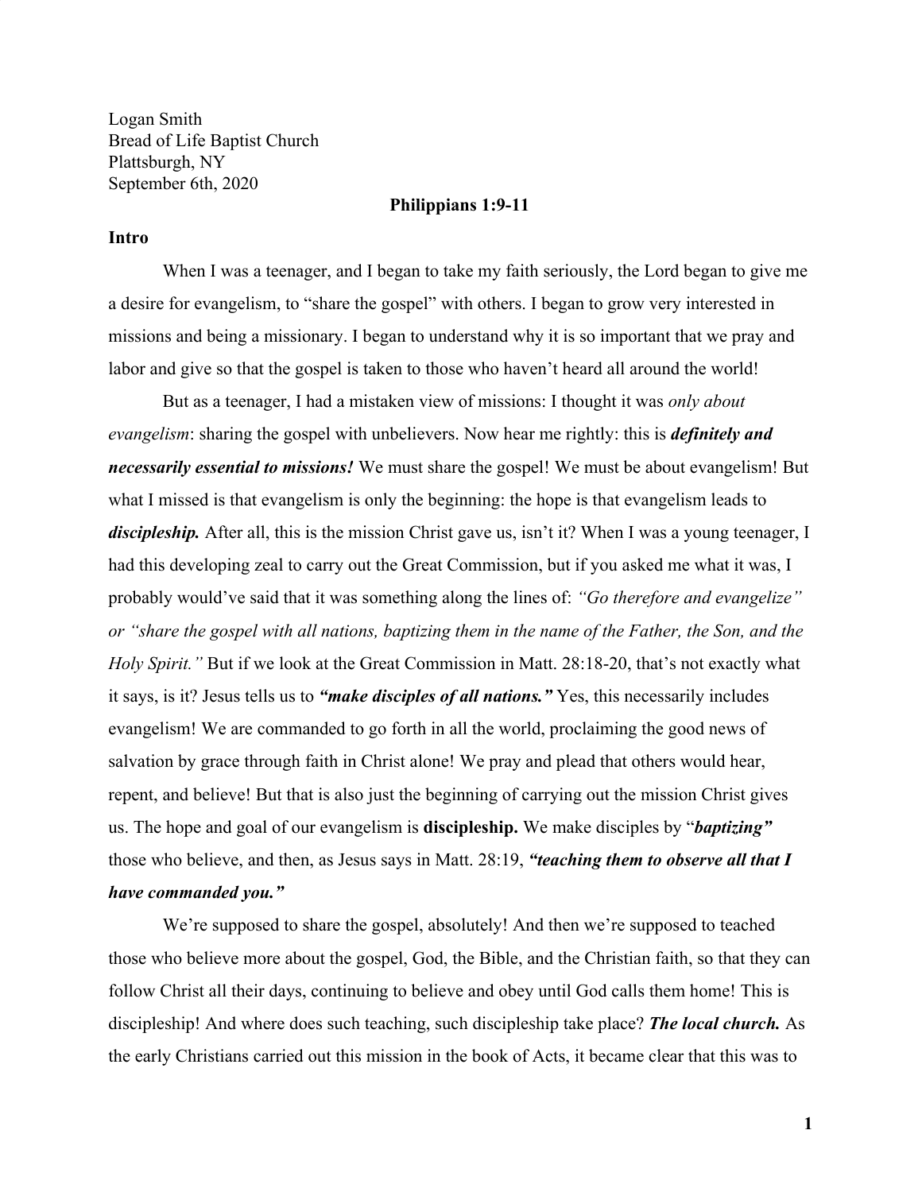Logan Smith
Bread of Life Baptist Church
Plattsburgh, NY
September 6th, 2020

**Philippians 1:9-11**

**Intro**

When I was a teenager, and I began to take my faith seriously, the Lord began to give me a desire for evangelism, to "share the gospel" with others. I began to grow very interested in missions and being a missionary. I began to understand why it is so important that we pray and labor and give so that the gospel is taken to those who haven't heard all around the world!

But as a teenager, I had a mistaken view of missions: I thought it was *only about evangelism*: sharing the gospel with unbelievers. Now hear me rightly: this is ***definitely and necessarily essential to missions!*** We must share the gospel! We must be about evangelism! But what I missed is that evangelism is only the beginning: the hope is that evangelism leads to ***discipleship.*** After all, this is the mission Christ gave us, isn't it? When I was a young teenager, I had this developing zeal to carry out the Great Commission, but if you asked me what it was, I probably would've said that it was something along the lines of: *"Go therefore and evangelize" or "share the gospel with all nations, baptizing them in the name of the Father, the Son, and the Holy Spirit."* But if we look at the Great Commission in Matt. 28:18-20, that's not exactly what it says, is it? Jesus tells us to ***"make disciples of all nations."*** Yes, this necessarily includes evangelism! We are commanded to go forth in all the world, proclaiming the good news of salvation by grace through faith in Christ alone! We pray and plead that others would hear, repent, and believe! But that is also just the beginning of carrying out the mission Christ gives us. The hope and goal of our evangelism is **discipleship.** We make disciples by "***baptizing"*** those who believe, and then, as Jesus says in Matt. 28:19, ***"teaching them to observe all that I have commanded you."***

We're supposed to share the gospel, absolutely! And then we're supposed to teached those who believe more about the gospel, God, the Bible, and the Christian faith, so that they can follow Christ all their days, continuing to believe and obey until God calls them home! This is discipleship! And where does such teaching, such discipleship take place? ***The local church.*** As the early Christians carried out this mission in the book of Acts, it became clear that this was to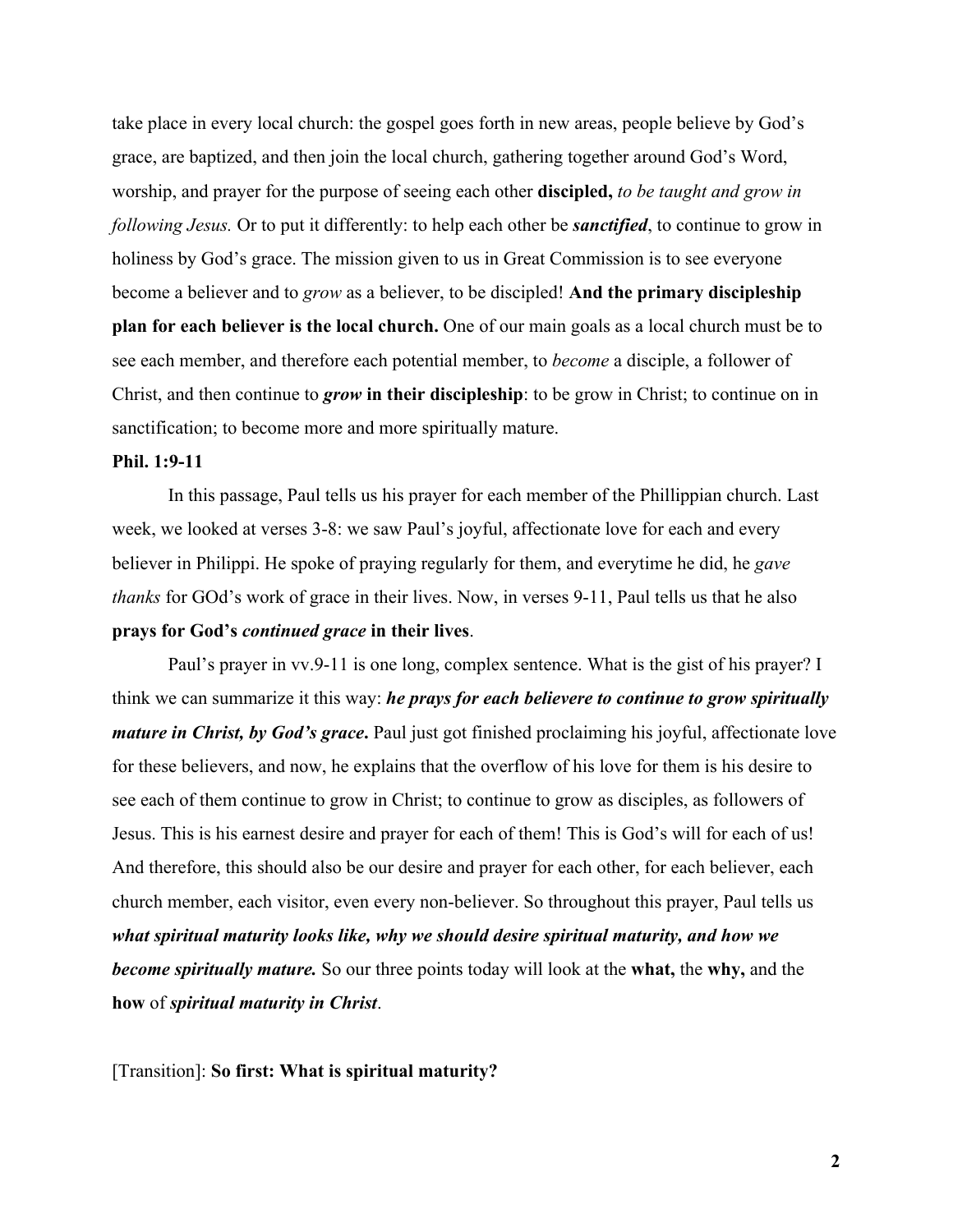take place in every local church: the gospel goes forth in new areas, people believe by God's grace, are baptized, and then join the local church, gathering together around God's Word, worship, and prayer for the purpose of seeing each other **discipled,** *to be taught and grow in following Jesus.* Or to put it differently: to help each other be ***sanctified***, to continue to grow in holiness by God's grace. The mission given to us in Great Commission is to see everyone become a believer and to *grow* as a believer, to be discipled! **And the primary discipleship plan for each believer is the local church.** One of our main goals as a local church must be to see each member, and therefore each potential member, to *become* a disciple, a follower of Christ, and then continue to ***grow* in their discipleship**: to be grow in Christ; to continue on in sanctification; to become more and more spiritually mature.

**Phil. 1:9-11**

In this passage, Paul tells us his prayer for each member of the Phillippian church. Last week, we looked at verses 3-8: we saw Paul's joyful, affectionate love for each and every believer in Philippi. He spoke of praying regularly for them, and everytime he did, he *gave thanks* for GOd's work of grace in their lives. Now, in verses 9-11, Paul tells us that he also **prays for God's *continued grace* in their lives**.

Paul's prayer in vv.9-11 is one long, complex sentence. What is the gist of his prayer? I think we can summarize it this way: ***he prays for each believere to continue to grow spiritually mature in Christ, by God's grace*.** Paul just got finished proclaiming his joyful, affectionate love for these believers, and now, he explains that the overflow of his love for them is his desire to see each of them continue to grow in Christ; to continue to grow as disciples, as followers of Jesus. This is his earnest desire and prayer for each of them! This is God's will for each of us! And therefore, this should also be our desire and prayer for each other, for each believer, each church member, each visitor, even every non-believer. So throughout this prayer, Paul tells us ***what spiritual maturity looks like, why we should desire spiritual maturity, and how we become spiritually mature.*** So our three points today will look at the **what,** the **why,** and the **how** of ***spiritual maturity in Christ***.

[Transition]: **So first: What is spiritual maturity?**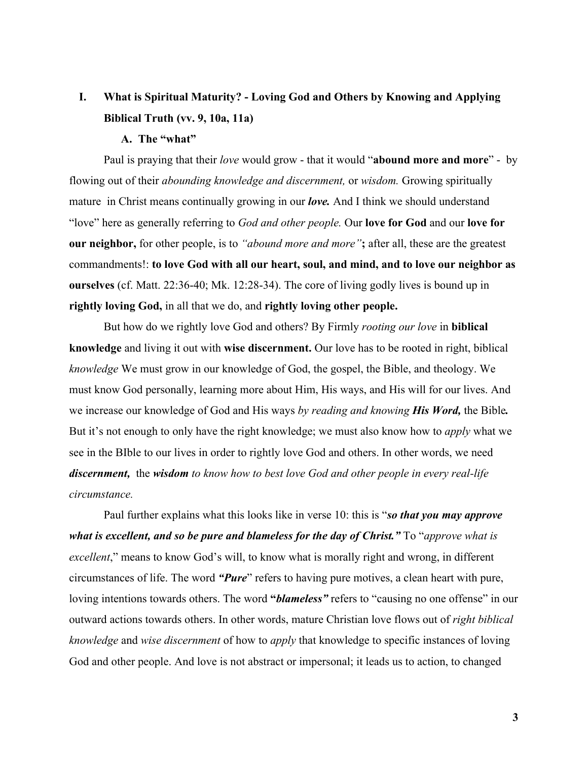## I. What is Spiritual Maturity? - Loving God and Others by Knowing and Applying Biblical Truth (vv. 9, 10a, 11a)

### A. The "what"

Paul is praying that their *love* would grow - that it would "**abound more and more**" - by flowing out of their *abounding knowledge and discernment,* or *wisdom.* Growing spiritually mature in Christ means continually growing in our ***love.*** And I think we should understand "love" here as generally referring to *God and other people.* Our **love for God** and our **love for our neighbor,** for other people, is to *"abound more and more"***;** after all, these are the greatest commandments!: **to love God with all our heart, soul, and mind, and to love our neighbor as ourselves** (cf. Matt. 22:36-40; Mk. 12:28-34). The core of living godly lives is bound up in **rightly loving God,** in all that we do, and **rightly loving other people.**

But how do we rightly love God and others? By Firmly *rooting our love* in **biblical knowledge** and living it out with **wise discernment.** Our love has to be rooted in right, biblical *knowledge* We must grow in our knowledge of God, the gospel, the Bible, and theology. We must know God personally, learning more about Him, His ways, and His will for our lives. And we increase our knowledge of God and His ways *by reading and knowing* ***His Word,*** the Bible***.*** But it's not enough to only have the right knowledge; we must also know how to *apply* what we see in the BIble to our lives in order to rightly love God and others. In other words, we need ***discernment,*** the ***wisdom*** *to know how to best love God and other people in every real-life circumstance.*

Paul further explains what this looks like in verse 10: this is "***so that you may approve what is excellent, and so be pure and blameless for the day of Christ."*** To "*approve what is excellent*," means to know God's will, to know what is morally right and wrong, in different circumstances of life. The word ***"Pure***" refers to having pure motives, a clean heart with pure, loving intentions towards others. The word **"*blameless"*** refers to "causing no one offense" in our outward actions towards others. In other words, mature Christian love flows out of *right biblical knowledge* and *wise discernment* of how to *apply* that knowledge to specific instances of loving God and other people. And love is not abstract or impersonal; it leads us to action, to changed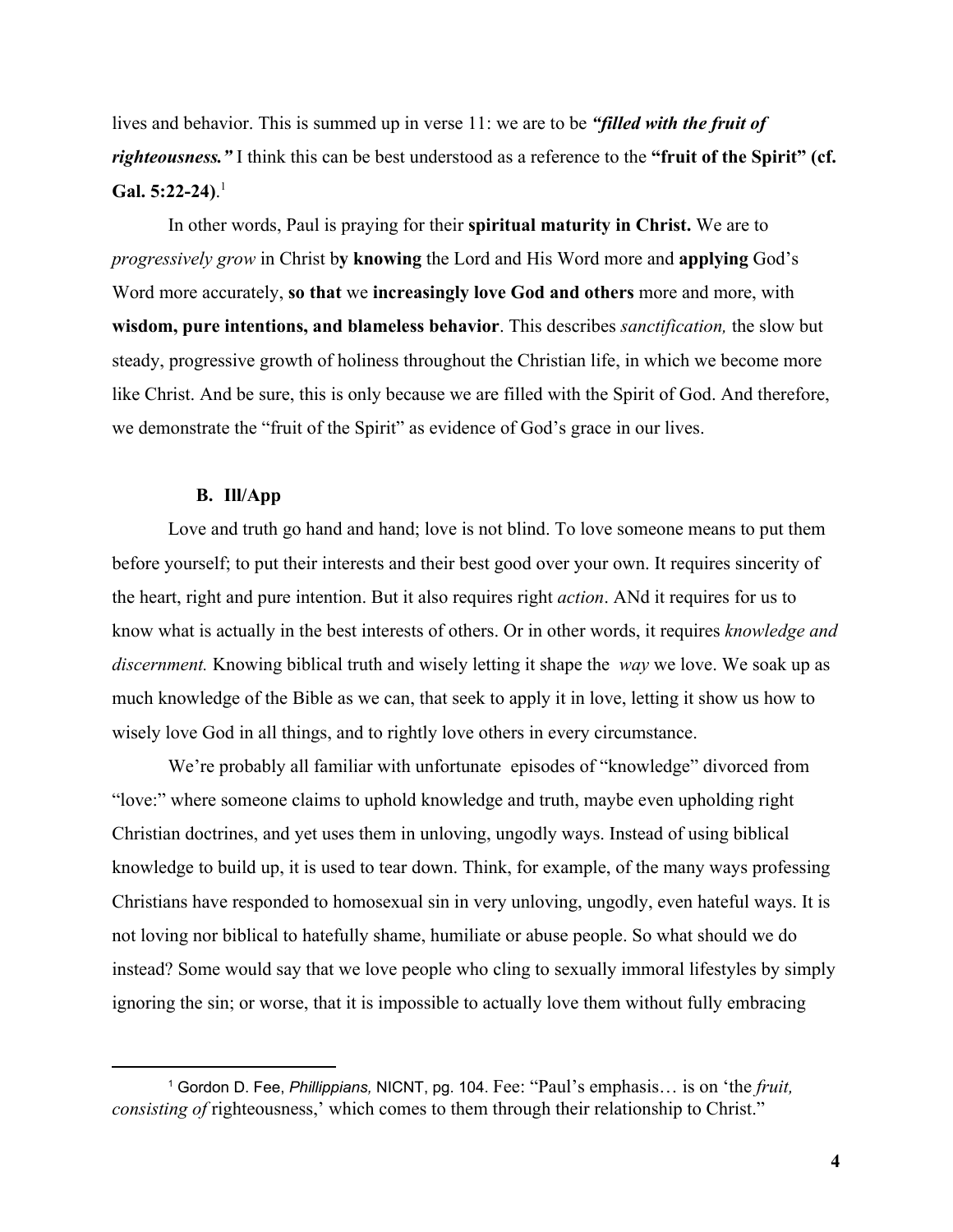lives and behavior. This is summed up in verse 11: we are to be ***"filled with the fruit of righteousness."*** I think this can be best understood as a reference to the **"fruit of the Spirit" (cf. Gal. 5:22-24)**.[1]

In other words, Paul is praying for their **spiritual maturity in Christ.** We are to *progressively grow* in Christ b**y knowing** the Lord and His Word more and **applying** God's Word more accurately, **so that** we **increasingly love God and others** more and more, with **wisdom, pure intentions, and blameless behavior**. This describes *sanctification,* the slow but steady, progressive growth of holiness throughout the Christian life, in which we become more like Christ. And be sure, this is only because we are filled with the Spirit of God. And therefore, we demonstrate the "fruit of the Spirit" as evidence of God's grace in our lives.

### B. Ill/App

Love and truth go hand and hand; love is not blind. To love someone means to put them before yourself; to put their interests and their best good over your own. It requires sincerity of the heart, right and pure intention. But it also requires right *action*. ANd it requires for us to know what is actually in the best interests of others. Or in other words, it requires *knowledge and discernment.* Knowing biblical truth and wisely letting it shape the *way* we love. We soak up as much knowledge of the Bible as we can, that seek to apply it in love, letting it show us how to wisely love God in all things, and to rightly love others in every circumstance.

We're probably all familiar with unfortunate episodes of "knowledge" divorced from "love:" where someone claims to uphold knowledge and truth, maybe even upholding right Christian doctrines, and yet uses them in unloving, ungodly ways. Instead of using biblical knowledge to build up, it is used to tear down. Think, for example, of the many ways professing Christians have responded to homosexual sin in very unloving, ungodly, even hateful ways. It is not loving nor biblical to hatefully shame, humiliate or abuse people. So what should we do instead? Some would say that we love people who cling to sexually immoral lifestyles by simply ignoring the sin; or worse, that it is impossible to actually love them without fully embracing

---

[1] Gordon D. Fee, *Phillippians,* NICNT, pg. 104. Fee: "Paul's emphasis… is on 'the *fruit, consisting of* righteousness,' which comes to them through their relationship to Christ."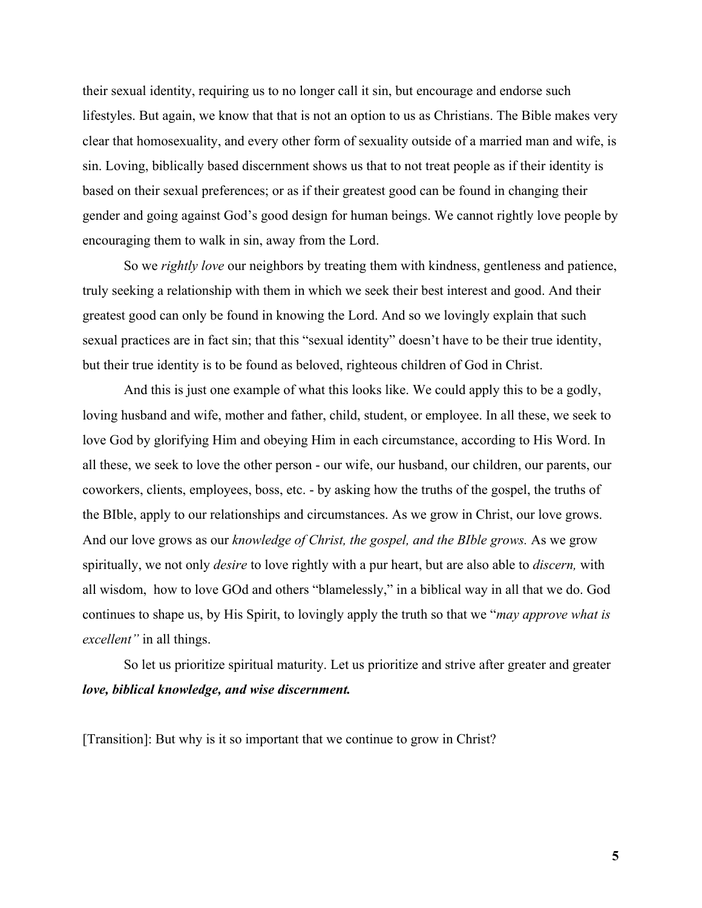their sexual identity, requiring us to no longer call it sin, but encourage and endorse such lifestyles. But again, we know that that is not an option to us as Christians. The Bible makes very clear that homosexuality, and every other form of sexuality outside of a married man and wife, is sin. Loving, biblically based discernment shows us that to not treat people as if their identity is based on their sexual preferences; or as if their greatest good can be found in changing their gender and going against God's good design for human beings. We cannot rightly love people by encouraging them to walk in sin, away from the Lord.

So we *rightly love* our neighbors by treating them with kindness, gentleness and patience, truly seeking a relationship with them in which we seek their best interest and good. And their greatest good can only be found in knowing the Lord. And so we lovingly explain that such sexual practices are in fact sin; that this "sexual identity" doesn't have to be their true identity, but their true identity is to be found as beloved, righteous children of God in Christ.

And this is just one example of what this looks like. We could apply this to be a godly, loving husband and wife, mother and father, child, student, or employee. In all these, we seek to love God by glorifying Him and obeying Him in each circumstance, according to His Word. In all these, we seek to love the other person - our wife, our husband, our children, our parents, our coworkers, clients, employees, boss, etc. - by asking how the truths of the gospel, the truths of the BIble, apply to our relationships and circumstances. As we grow in Christ, our love grows. And our love grows as our *knowledge of Christ, the gospel, and the BIble grows.* As we grow spiritually, we not only *desire* to love rightly with a pur heart, but are also able to *discern,* with all wisdom, how to love GOd and others "blamelessly," in a biblical way in all that we do. God continues to shape us, by His Spirit, to lovingly apply the truth so that we "*may approve what is excellent"* in all things.

So let us prioritize spiritual maturity. Let us prioritize and strive after greater and greater ***love, biblical knowledge, and wise discernment.***

[Transition]: But why is it so important that we continue to grow in Christ?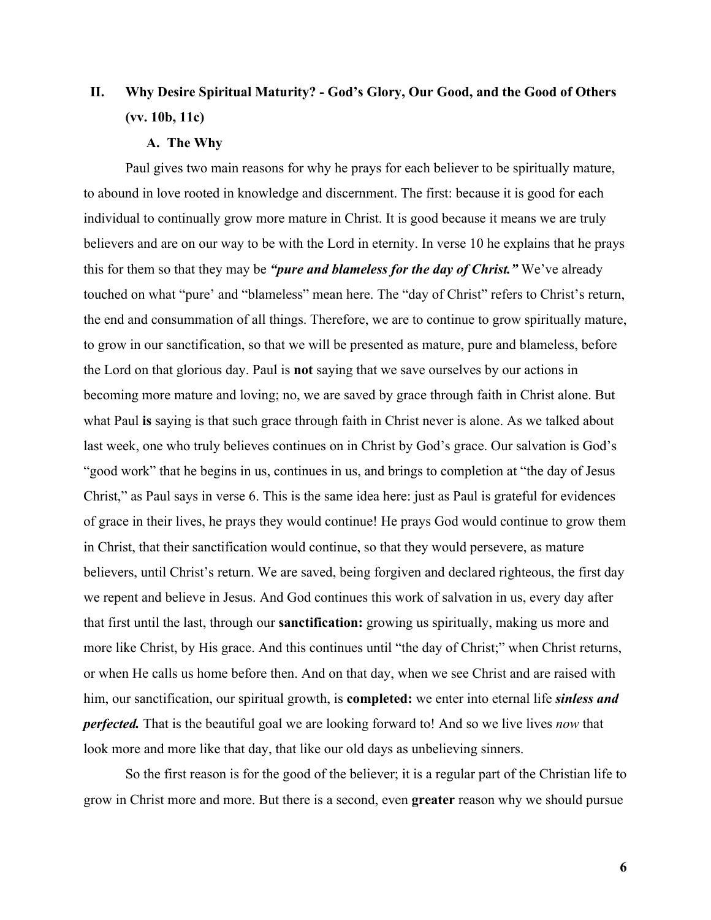## II. Why Desire Spiritual Maturity? - God's Glory, Our Good, and the Good of Others (vv. 10b, 11c)

### A. The Why

Paul gives two main reasons for why he prays for each believer to be spiritually mature, to abound in love rooted in knowledge and discernment. The first: because it is good for each individual to continually grow more mature in Christ. It is good because it means we are truly believers and are on our way to be with the Lord in eternity. In verse 10 he explains that he prays this for them so that they may be ***"pure and blameless for the day of Christ."*** We've already touched on what "pure' and "blameless" mean here. The "day of Christ" refers to Christ's return, the end and consummation of all things. Therefore, we are to continue to grow spiritually mature, to grow in our sanctification, so that we will be presented as mature, pure and blameless, before the Lord on that glorious day. Paul is **not** saying that we save ourselves by our actions in becoming more mature and loving; no, we are saved by grace through faith in Christ alone. But what Paul **is** saying is that such grace through faith in Christ never is alone. As we talked about last week, one who truly believes continues on in Christ by God's grace. Our salvation is God's "good work" that he begins in us, continues in us, and brings to completion at "the day of Jesus Christ," as Paul says in verse 6. This is the same idea here: just as Paul is grateful for evidences of grace in their lives, he prays they would continue! He prays God would continue to grow them in Christ, that their sanctification would continue, so that they would persevere, as mature believers, until Christ's return. We are saved, being forgiven and declared righteous, the first day we repent and believe in Jesus. And God continues this work of salvation in us, every day after that first until the last, through our **sanctification:** growing us spiritually, making us more and more like Christ, by His grace. And this continues until "the day of Christ;" when Christ returns, or when He calls us home before then. And on that day, when we see Christ and are raised with him, our sanctification, our spiritual growth, is **completed:** we enter into eternal life ***sinless and perfected.*** That is the beautiful goal we are looking forward to! And so we live lives *now* that look more and more like that day, that like our old days as unbelieving sinners.

So the first reason is for the good of the believer; it is a regular part of the Christian life to grow in Christ more and more. But there is a second, even **greater** reason why we should pursue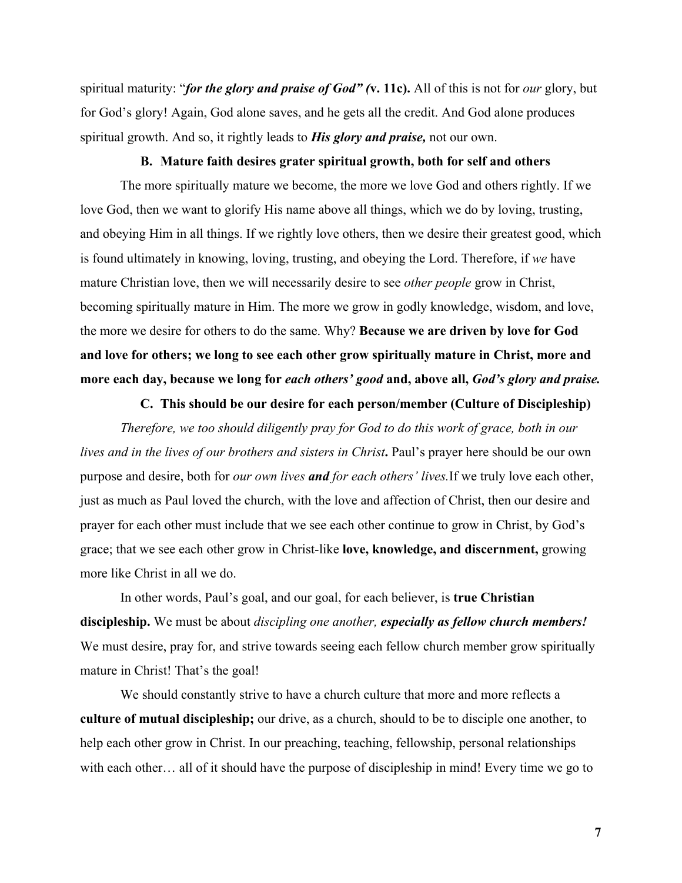spiritual maturity: "***for the glory and praise of God" (*v. 11c).** All of this is not for *our* glory, but for God's glory! Again, God alone saves, and he gets all the credit. And God alone produces spiritual growth. And so, it rightly leads to ***His glory and praise,*** not our own.

### B. Mature faith desires grater spiritual growth, both for self and others

The more spiritually mature we become, the more we love God and others rightly. If we love God, then we want to glorify His name above all things, which we do by loving, trusting, and obeying Him in all things. If we rightly love others, then we desire their greatest good, which is found ultimately in knowing, loving, trusting, and obeying the Lord. Therefore, if *we* have mature Christian love, then we will necessarily desire to see *other people* grow in Christ, becoming spiritually mature in Him. The more we grow in godly knowledge, wisdom, and love, the more we desire for others to do the same. Why? **Because we are driven by love for God and love for others; we long to see each other grow spiritually mature in Christ, more and more each day, because we long for *each others' good* and, above all, *God's glory and praise.***

### C. This should be our desire for each person/member (Culture of Discipleship)

*Therefore, we too should diligently pray for God to do this work of grace, both in our lives and in the lives of our brothers and sisters in Christ***.** Paul's prayer here should be our own purpose and desire, both for *our own lives* ***and*** *for each others' lives.*If we truly love each other, just as much as Paul loved the church, with the love and affection of Christ, then our desire and prayer for each other must include that we see each other continue to grow in Christ, by God's grace; that we see each other grow in Christ-like **love, knowledge, and discernment,** growing more like Christ in all we do.

In other words, Paul's goal, and our goal, for each believer, is **true Christian discipleship.** We must be about *discipling one another,* ***especially as fellow church members!*** We must desire, pray for, and strive towards seeing each fellow church member grow spiritually mature in Christ! That's the goal!

We should constantly strive to have a church culture that more and more reflects a **culture of mutual discipleship;** our drive, as a church, should to be to disciple one another, to help each other grow in Christ. In our preaching, teaching, fellowship, personal relationships with each other… all of it should have the purpose of discipleship in mind! Every time we go to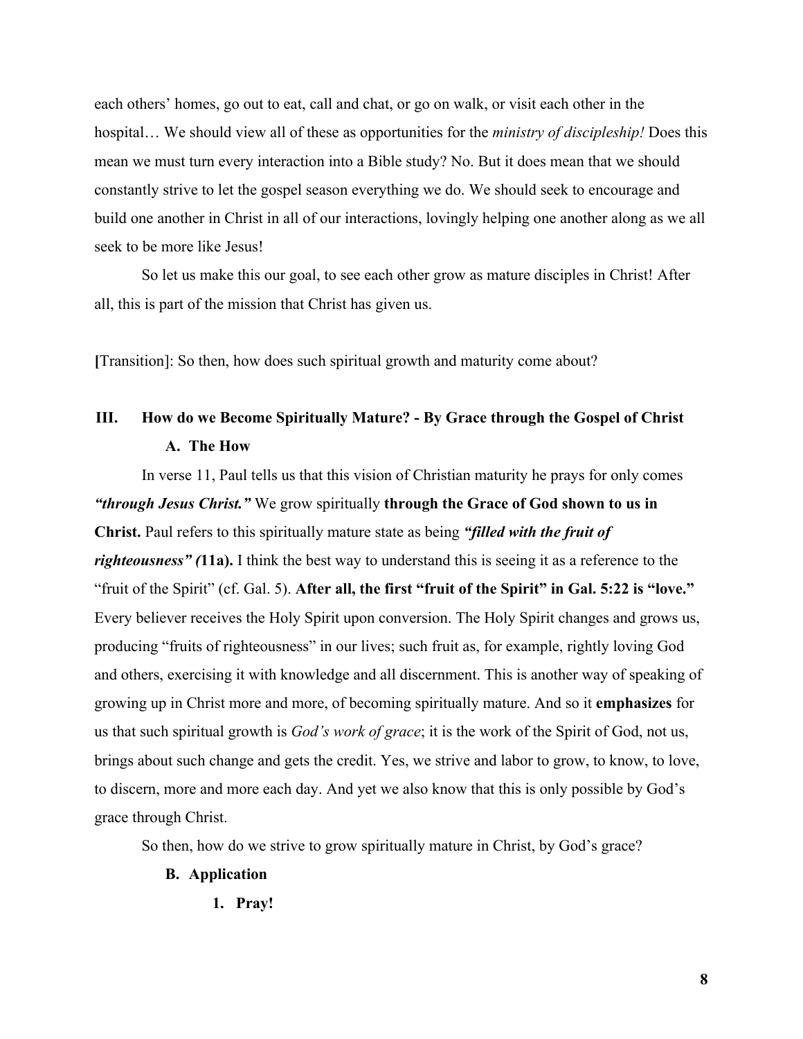each others' homes, go out to eat, call and chat, or go on walk, or visit each other in the hospital… We should view all of these as opportunities for the *ministry of discipleship!* Does this mean we must turn every interaction into a Bible study? No. But it does mean that we should constantly strive to let the gospel season everything we do. We should seek to encourage and build one another in Christ in all of our interactions, lovingly helping one another along as we all seek to be more like Jesus!

So let us make this our goal, to see each other grow as mature disciples in Christ! After all, this is part of the mission that Christ has given us.

**[**Transition]: So then, how does such spiritual growth and maturity come about?

## III. How do we Become Spiritually Mature? - By Grace through the Gospel of Christ

### A. The How

In verse 11, Paul tells us that this vision of Christian maturity he prays for only comes ***"through Jesus Christ."*** We grow spiritually **through the Grace of God shown to us in Christ.** Paul refers to this spiritually mature state as being ***"filled with the fruit of righteousness" (*****11a).** I think the best way to understand this is seeing it as a reference to the "fruit of the Spirit" (cf. Gal. 5). **After all, the first "fruit of the Spirit" in Gal. 5:22 is "love."** Every believer receives the Holy Spirit upon conversion. The Holy Spirit changes and grows us, producing "fruits of righteousness" in our lives; such fruit as, for example, rightly loving God and others, exercising it with knowledge and all discernment. This is another way of speaking of growing up in Christ more and more, of becoming spiritually mature. And so it **emphasizes** for us that such spiritual growth is *God's work of grace*; it is the work of the Spirit of God, not us, brings about such change and gets the credit. Yes, we strive and labor to grow, to know, to love, to discern, more and more each day. And yet we also know that this is only possible by God's grace through Christ.

So then, how do we strive to grow spiritually mature in Christ, by God's grace?

### B. Application

1. **Pray!**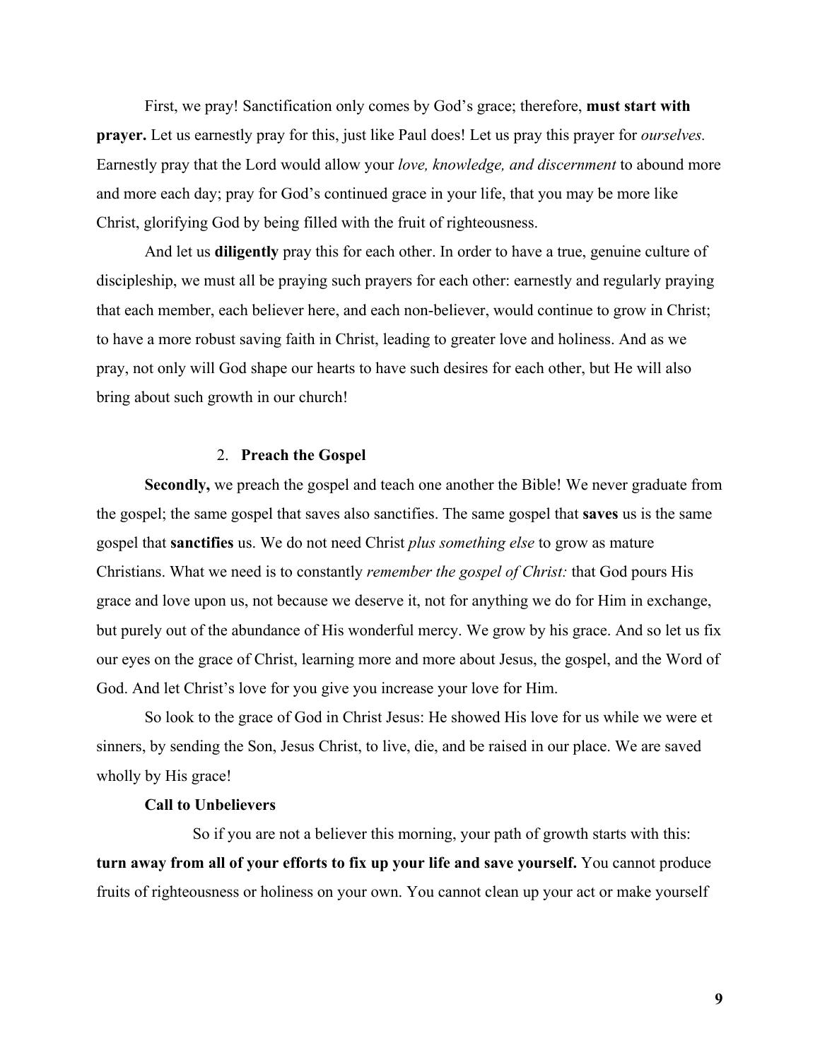First, we pray! Sanctification only comes by God's grace; therefore, **must start with prayer.** Let us earnestly pray for this, just like Paul does! Let us pray this prayer for *ourselves.* Earnestly pray that the Lord would allow your *love, knowledge, and discernment* to abound more and more each day; pray for God's continued grace in your life, that you may be more like Christ, glorifying God by being filled with the fruit of righteousness.

And let us **diligently** pray this for each other. In order to have a true, genuine culture of discipleship, we must all be praying such prayers for each other: earnestly and regularly praying that each member, each believer here, and each non-believer, would continue to grow in Christ; to have a more robust saving faith in Christ, leading to greater love and holiness. And as we pray, not only will God shape our hearts to have such desires for each other, but He will also bring about such growth in our church!

2. **Preach the Gospel**

**Secondly,** we preach the gospel and teach one another the Bible! We never graduate from the gospel; the same gospel that saves also sanctifies. The same gospel that **saves** us is the same gospel that **sanctifies** us. We do not need Christ *plus something else* to grow as mature Christians. What we need is to constantly *remember the gospel of Christ:* that God pours His grace and love upon us, not because we deserve it, not for anything we do for Him in exchange, but purely out of the abundance of His wonderful mercy. We grow by his grace. And so let us fix our eyes on the grace of Christ, learning more and more about Jesus, the gospel, and the Word of God. And let Christ's love for you give you increase your love for Him.

So look to the grace of God in Christ Jesus: He showed His love for us while we were et sinners, by sending the Son, Jesus Christ, to live, die, and be raised in our place. We are saved wholly by His grace!

**Call to Unbelievers**

So if you are not a believer this morning, your path of growth starts with this: **turn away from all of your efforts to fix up your life and save yourself.** You cannot produce fruits of righteousness or holiness on your own. You cannot clean up your act or make yourself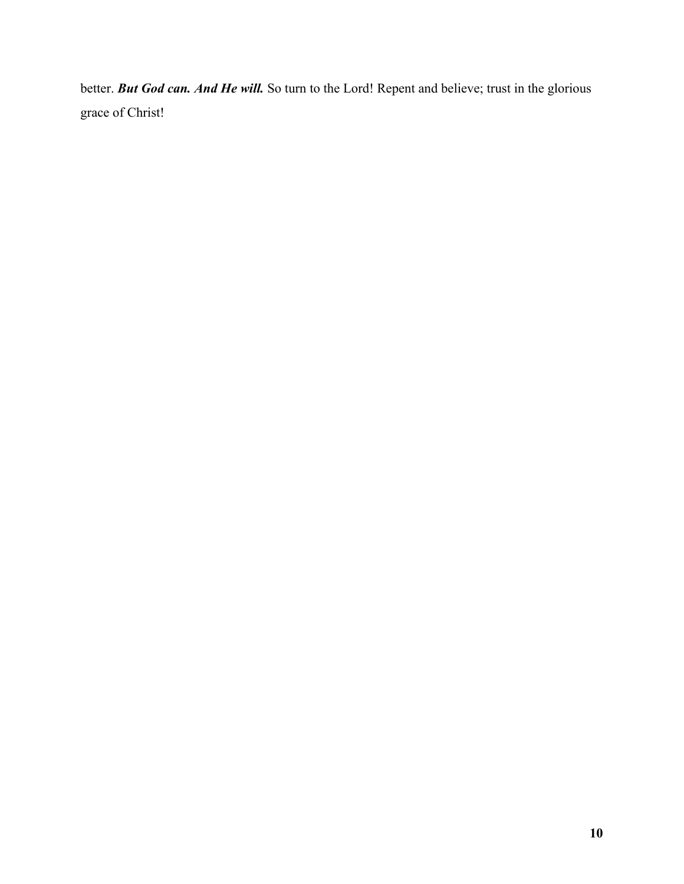better. ***But God can. And He will.*** So turn to the Lord! Repent and believe; trust in the glorious grace of Christ!